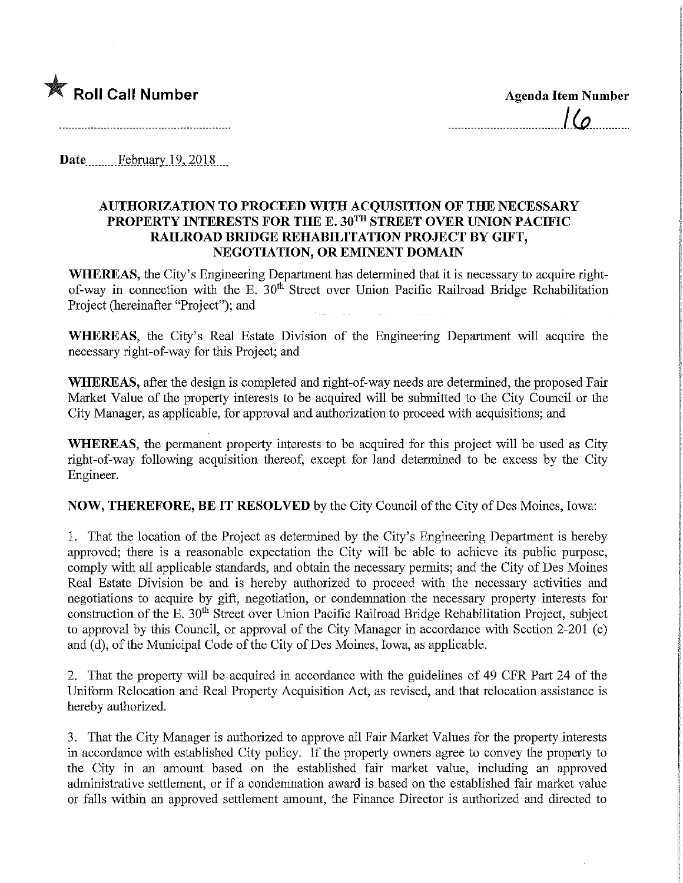★ **Roll Call Number**

**Agenda Item Number**

16

**Date** February 19, 2018

### AUTHORIZATION TO PROCEED WITH ACQUISITION OF THE NECESSARY PROPERTY INTERESTS FOR THE E. 30TH STREET OVER UNION PACIFIC RAILROAD BRIDGE REHABILITATION PROJECT BY GIFT, NEGOTIATION, OR EMINENT DOMAIN

**WHEREAS,** the City's Engineering Department has determined that it is necessary to acquire right-of-way in connection with the E. 30th Street over Union Pacific Railroad Bridge Rehabilitation Project (hereinafter "Project"); and

**WHEREAS,** the City's Real Estate Division of the Engineering Department will acquire the necessary right-of-way for this Project; and

**WHEREAS,** after the design is completed and right-of-way needs are determined, the proposed Fair Market Value of the property interests to be acquired will be submitted to the City Council or the City Manager, as applicable, for approval and authorization to proceed with acquisitions; and

**WHEREAS,** the permanent property interests to be acquired for this project will be used as City right-of-way following acquisition thereof, except for land determined to be excess by the City Engineer.

**NOW, THEREFORE, BE IT RESOLVED** by the City Council of the City of Des Moines, Iowa:

1. That the location of the Project as determined by the City's Engineering Department is hereby approved; there is a reasonable expectation the City will be able to achieve its public purpose, comply with all applicable standards, and obtain the necessary permits; and the City of Des Moines Real Estate Division be and is hereby authorized to proceed with the necessary activities and negotiations to acquire by gift, negotiation, or condemnation the necessary property interests for construction of the E. 30th Street over Union Pacific Railroad Bridge Rehabilitation Project, subject to approval by this Council, or approval of the City Manager in accordance with Section 2-201 (c) and (d), of the Municipal Code of the City of Des Moines, Iowa, as applicable.

2. That the property will be acquired in accordance with the guidelines of 49 CFR Part 24 of the Uniform Relocation and Real Property Acquisition Act, as revised, and that relocation assistance is hereby authorized.

3. That the City Manager is authorized to approve all Fair Market Values for the property interests in accordance with established City policy. If the property owners agree to convey the property to the City in an amount based on the established fair market value, including an approved administrative settlement, or if a condemnation award is based on the established fair market value or falls within an approved settlement amount, the Finance Director is authorized and directed to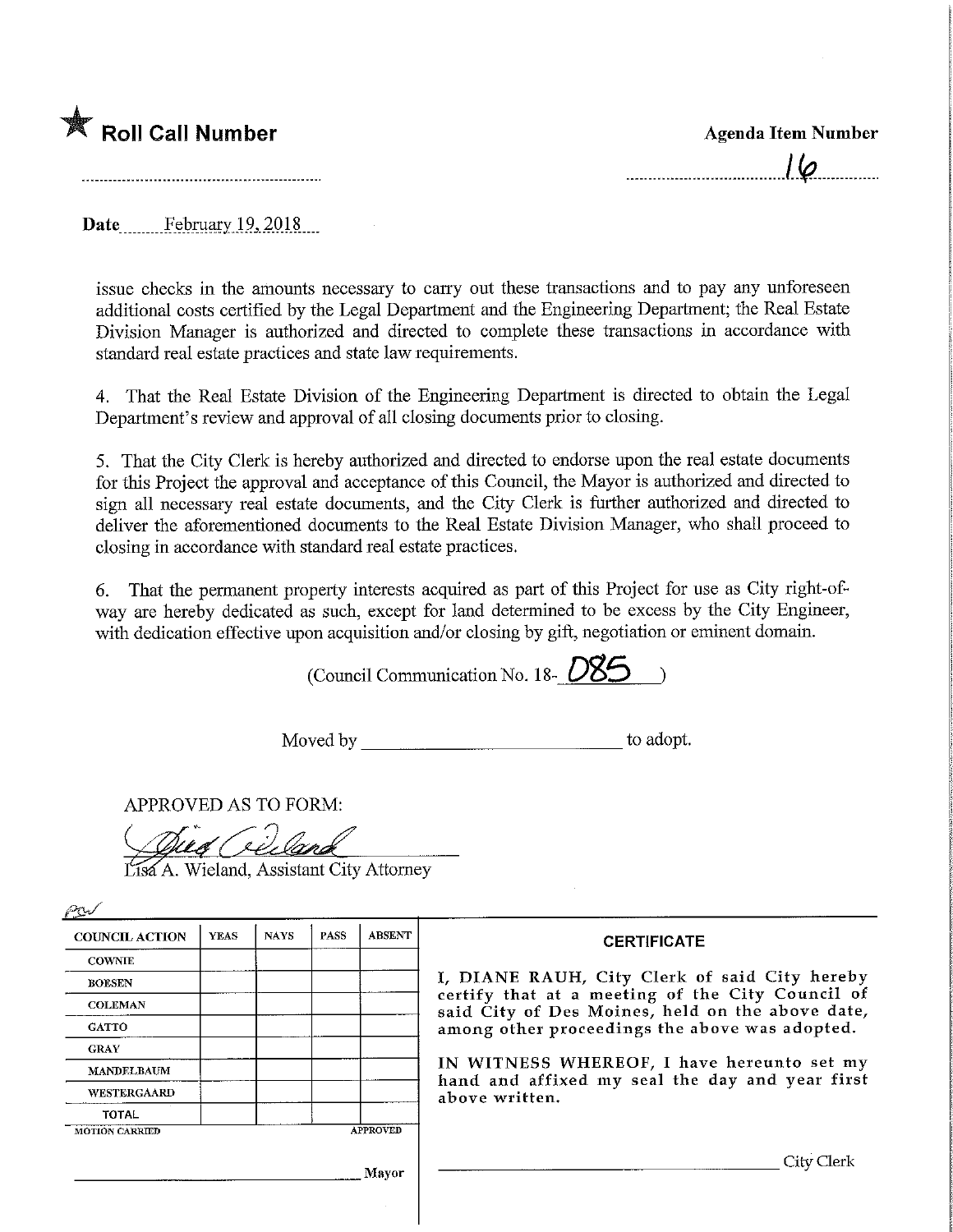★ **Roll Call Number**

**Agenda Item Number**

16

**Date** February 19, 2018

issue checks in the amounts necessary to carry out these transactions and to pay any unforeseen additional costs certified by the Legal Department and the Engineering Department; the Real Estate Division Manager is authorized and directed to complete these transactions in accordance with standard real estate practices and state law requirements.

4. That the Real Estate Division of the Engineering Department is directed to obtain the Legal Department's review and approval of all closing documents prior to closing.

5. That the City Clerk is hereby authorized and directed to endorse upon the real estate documents for this Project the approval and acceptance of this Council, the Mayor is authorized and directed to sign all necessary real estate documents, and the City Clerk is further authorized and directed to deliver the aforementioned documents to the Real Estate Division Manager, who shall proceed to closing in accordance with standard real estate practices.

6. That the permanent property interests acquired as part of this Project for use as City right-of-way are hereby dedicated as such, except for land determined to be excess by the City Engineer, with dedication effective upon acquisition and/or closing by gift, negotiation or eminent domain.

(Council Communication No. 18- 085 )

Moved by ______________________ to adopt.

APPROVED AS TO FORM:

Lisa A. Wieland, Assistant City Attorney

| COUNCIL ACTION | YEAS | NAYS | PASS | ABSENT |
|---|---|---|---|---|
| COWNIE | | | | |
| BOESEN | | | | |
| COLEMAN | | | | |
| GATTO | | | | |
| GRAY | | | | |
| MANDELBAUM | | | | |
| WESTERGAARD | | | | |
| TOTAL | | | | |

MOTION CARRIED APPROVED

______________________ Mayor

**CERTIFICATE**

I, DIANE RAUH, City Clerk of said City hereby certify that at a meeting of the City Council of said City of Des Moines, held on the above date, among other proceedings the above was adopted.

IN WITNESS WHEREOF, I have hereunto set my hand and affixed my seal the day and year first above written.

______________________ City Clerk